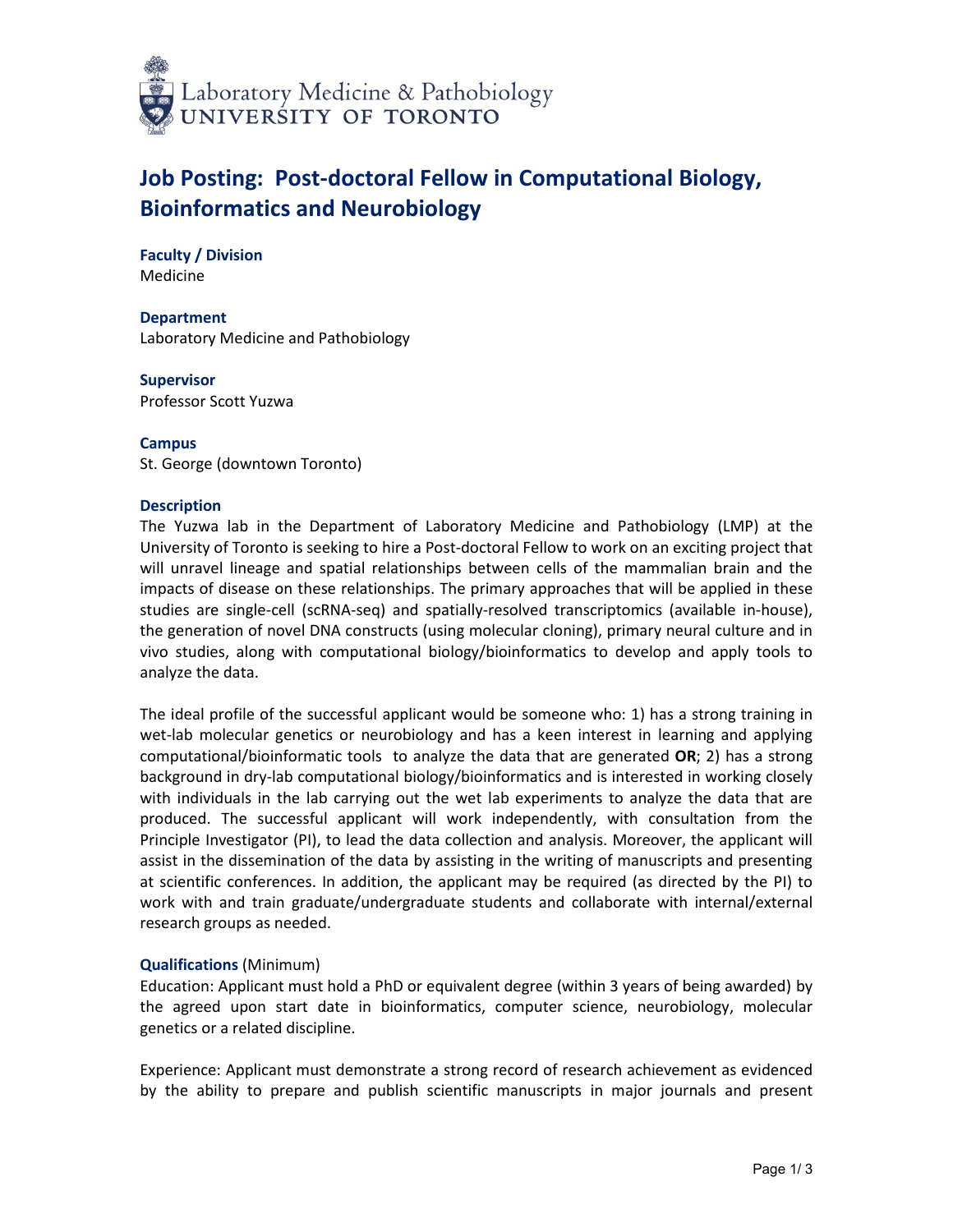Laboratory Medicine & Pathobiology
UNIVERSITY OF TORONTO

# Job Posting: Post-doctoral Fellow in Computational Biology, Bioinformatics and Neurobiology

**Faculty / Division**
Medicine

**Department**
Laboratory Medicine and Pathobiology

**Supervisor**
Professor Scott Yuzwa

**Campus**
St. George (downtown Toronto)

**Description**
The Yuzwa lab in the Department of Laboratory Medicine and Pathobiology (LMP) at the University of Toronto is seeking to hire a Post-doctoral Fellow to work on an exciting project that will unravel lineage and spatial relationships between cells of the mammalian brain and the impacts of disease on these relationships. The primary approaches that will be applied in these studies are single-cell (scRNA-seq) and spatially-resolved transcriptomics (available in-house), the generation of novel DNA constructs (using molecular cloning), primary neural culture and in vivo studies, along with computational biology/bioinformatics to develop and apply tools to analyze the data.

The ideal profile of the successful applicant would be someone who: 1) has a strong training in wet-lab molecular genetics or neurobiology and has a keen interest in learning and applying computational/bioinformatic tools to analyze the data that are generated **OR**; 2) has a strong background in dry-lab computational biology/bioinformatics and is interested in working closely with individuals in the lab carrying out the wet lab experiments to analyze the data that are produced. The successful applicant will work independently, with consultation from the Principle Investigator (PI), to lead the data collection and analysis. Moreover, the applicant will assist in the dissemination of the data by assisting in the writing of manuscripts and presenting at scientific conferences. In addition, the applicant may be required (as directed by the PI) to work with and train graduate/undergraduate students and collaborate with internal/external research groups as needed.

**Qualifications** (Minimum)
Education: Applicant must hold a PhD or equivalent degree (within 3 years of being awarded) by the agreed upon start date in bioinformatics, computer science, neurobiology, molecular genetics or a related discipline.

Experience: Applicant must demonstrate a strong record of research achievement as evidenced by the ability to prepare and publish scientific manuscripts in major journals and present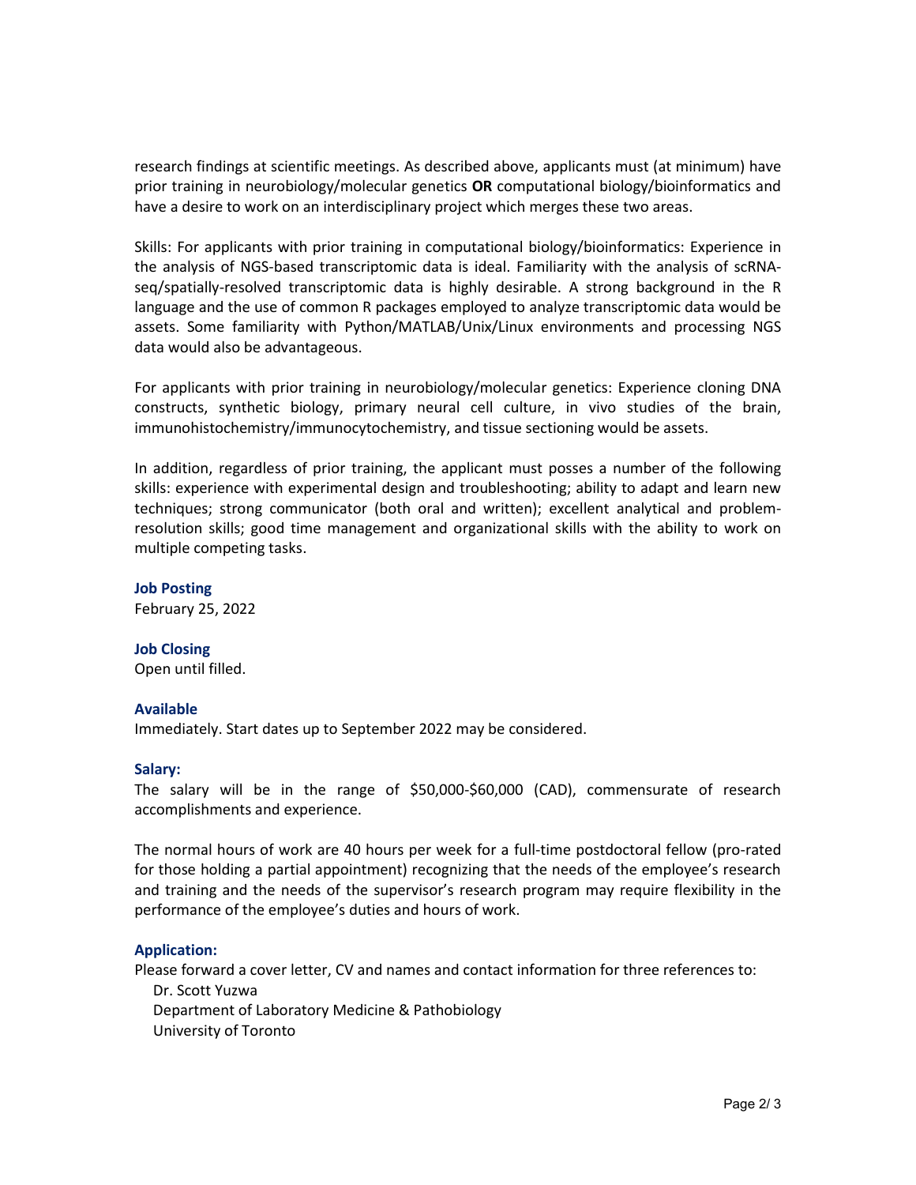research findings at scientific meetings. As described above, applicants must (at minimum) have prior training in neurobiology/molecular genetics **OR** computational biology/bioinformatics and have a desire to work on an interdisciplinary project which merges these two areas.

Skills: For applicants with prior training in computational biology/bioinformatics: Experience in the analysis of NGS-based transcriptomic data is ideal. Familiarity with the analysis of scRNA-seq/spatially-resolved transcriptomic data is highly desirable. A strong background in the R language and the use of common R packages employed to analyze transcriptomic data would be assets. Some familiarity with Python/MATLAB/Unix/Linux environments and processing NGS data would also be advantageous.

For applicants with prior training in neurobiology/molecular genetics: Experience cloning DNA constructs, synthetic biology, primary neural cell culture, in vivo studies of the brain, immunohistochemistry/immunocytochemistry, and tissue sectioning would be assets.

In addition, regardless of prior training, the applicant must posses a number of the following skills: experience with experimental design and troubleshooting; ability to adapt and learn new techniques; strong communicator (both oral and written); excellent analytical and problem-resolution skills; good time management and organizational skills with the ability to work on multiple competing tasks.

**Job Posting**

February 25, 2022

**Job Closing**

Open until filled.

**Available**

Immediately. Start dates up to September 2022 may be considered.

**Salary:**

The salary will be in the range of $50,000-$60,000 (CAD), commensurate of research accomplishments and experience.

The normal hours of work are 40 hours per week for a full-time postdoctoral fellow (pro-rated for those holding a partial appointment) recognizing that the needs of the employee's research and training and the needs of the supervisor's research program may require flexibility in the performance of the employee's duties and hours of work.

**Application:**

Please forward a cover letter, CV and names and contact information for three references to:

Dr. Scott Yuzwa
Department of Laboratory Medicine & Pathobiology
University of Toronto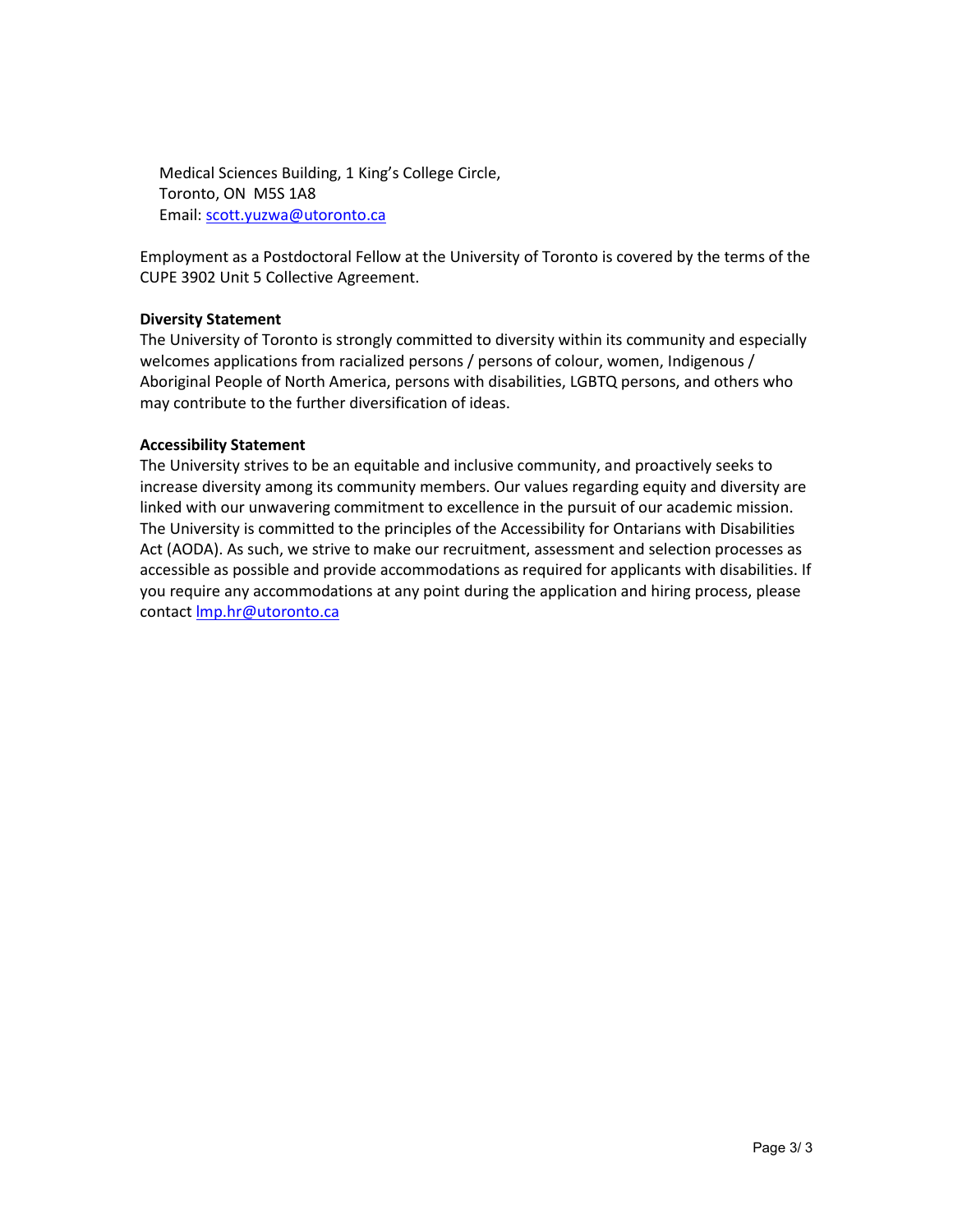Medical Sciences Building, 1 King's College Circle,
Toronto, ON M5S 1A8
Email: scott.yuzwa@utoronto.ca

Employment as a Postdoctoral Fellow at the University of Toronto is covered by the terms of the CUPE 3902 Unit 5 Collective Agreement.

**Diversity Statement**
The University of Toronto is strongly committed to diversity within its community and especially welcomes applications from racialized persons / persons of colour, women, Indigenous / Aboriginal People of North America, persons with disabilities, LGBTQ persons, and others who may contribute to the further diversification of ideas.

**Accessibility Statement**
The University strives to be an equitable and inclusive community, and proactively seeks to increase diversity among its community members. Our values regarding equity and diversity are linked with our unwavering commitment to excellence in the pursuit of our academic mission. The University is committed to the principles of the Accessibility for Ontarians with Disabilities Act (AODA). As such, we strive to make our recruitment, assessment and selection processes as accessible as possible and provide accommodations as required for applicants with disabilities. If you require any accommodations at any point during the application and hiring process, please contact lmp.hr@utoronto.ca